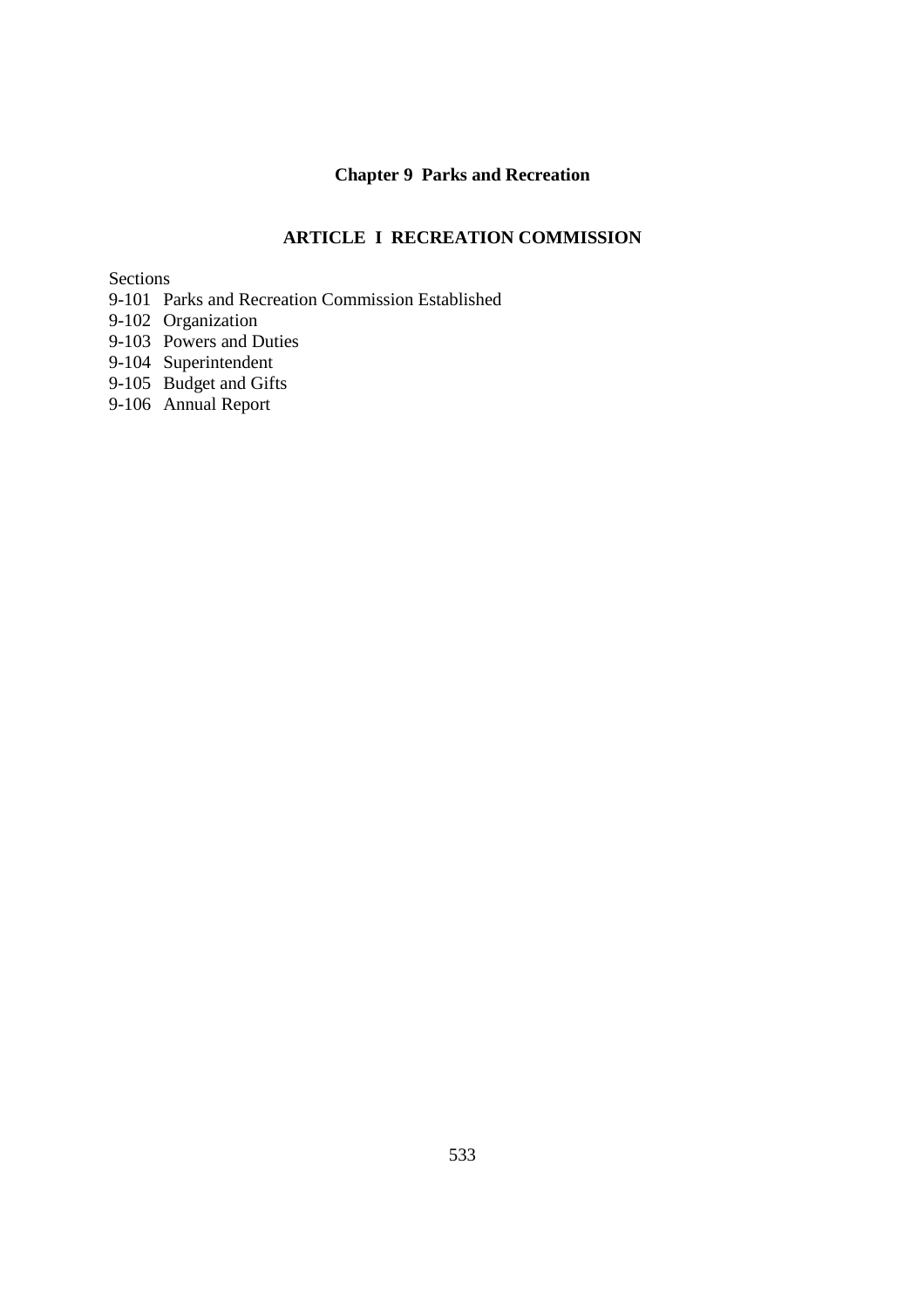# Chapter 9 Parks and Recreation

## ARTICLE I RECREATION COMMISSION

Sections

9-101 Parks and Recreation Commission Established
9-102 Organization
9-103 Powers and Duties
9-104 Superintendent
9-105 Budget and Gifts
9-106 Annual Report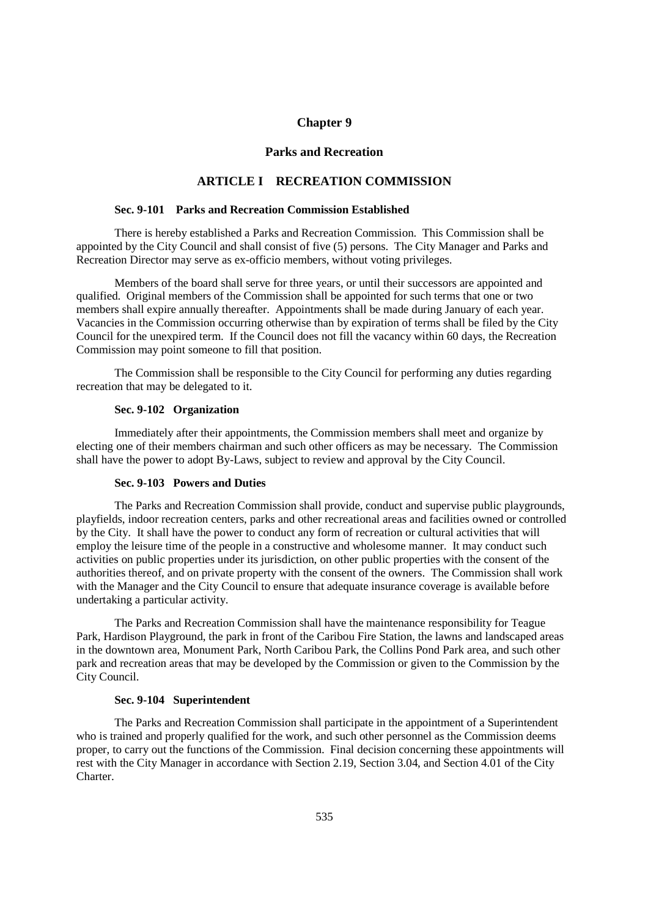# Chapter 9

## Parks and Recreation

## ARTICLE I RECREATION COMMISSION

### Sec. 9-101 Parks and Recreation Commission Established

There is hereby established a Parks and Recreation Commission. This Commission shall be appointed by the City Council and shall consist of five (5) persons. The City Manager and Parks and Recreation Director may serve as ex-officio members, without voting privileges.

Members of the board shall serve for three years, or until their successors are appointed and qualified. Original members of the Commission shall be appointed for such terms that one or two members shall expire annually thereafter. Appointments shall be made during January of each year. Vacancies in the Commission occurring otherwise than by expiration of terms shall be filed by the City Council for the unexpired term. If the Council does not fill the vacancy within 60 days, the Recreation Commission may point someone to fill that position.

The Commission shall be responsible to the City Council for performing any duties regarding recreation that may be delegated to it.

### Sec. 9-102 Organization

Immediately after their appointments, the Commission members shall meet and organize by electing one of their members chairman and such other officers as may be necessary. The Commission shall have the power to adopt By-Laws, subject to review and approval by the City Council.

### Sec. 9-103 Powers and Duties

The Parks and Recreation Commission shall provide, conduct and supervise public playgrounds, playfields, indoor recreation centers, parks and other recreational areas and facilities owned or controlled by the City. It shall have the power to conduct any form of recreation or cultural activities that will employ the leisure time of the people in a constructive and wholesome manner. It may conduct such activities on public properties under its jurisdiction, on other public properties with the consent of the authorities thereof, and on private property with the consent of the owners. The Commission shall work with the Manager and the City Council to ensure that adequate insurance coverage is available before undertaking a particular activity.

The Parks and Recreation Commission shall have the maintenance responsibility for Teague Park, Hardison Playground, the park in front of the Caribou Fire Station, the lawns and landscaped areas in the downtown area, Monument Park, North Caribou Park, the Collins Pond Park area, and such other park and recreation areas that may be developed by the Commission or given to the Commission by the City Council.

### Sec. 9-104 Superintendent

The Parks and Recreation Commission shall participate in the appointment of a Superintendent who is trained and properly qualified for the work, and such other personnel as the Commission deems proper, to carry out the functions of the Commission. Final decision concerning these appointments will rest with the City Manager in accordance with Section 2.19, Section 3.04, and Section 4.01 of the City Charter.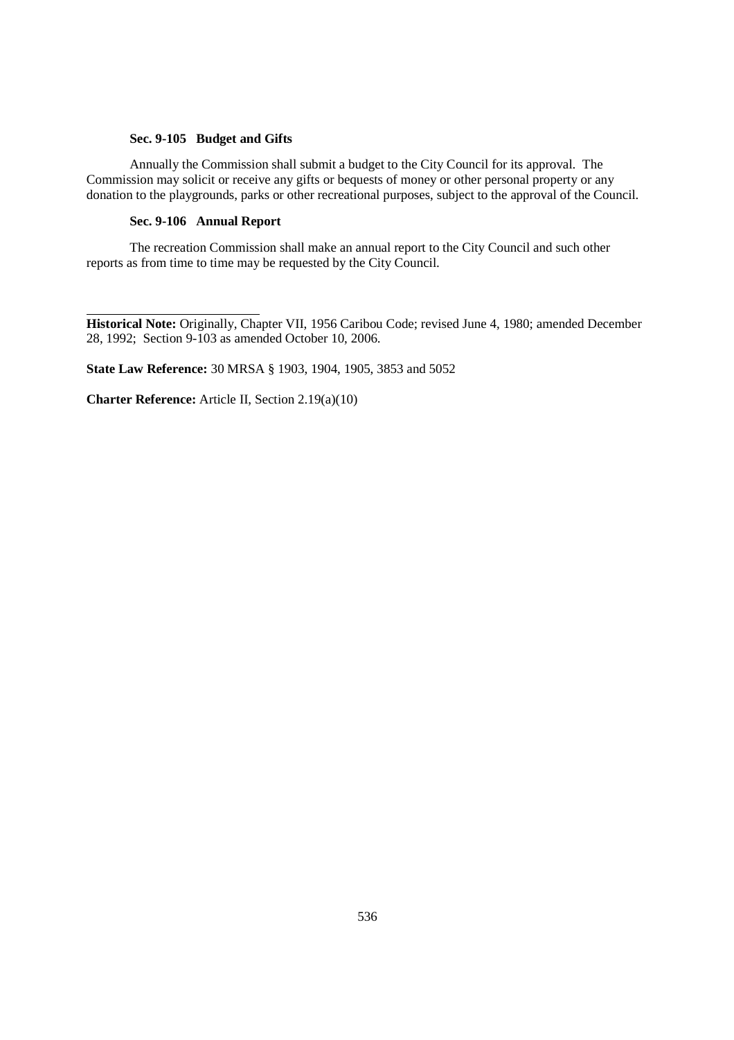### Sec. 9-105 Budget and Gifts

Annually the Commission shall submit a budget to the City Council for its approval. The Commission may solicit or receive any gifts or bequests of money or other personal property or any donation to the playgrounds, parks or other recreational purposes, subject to the approval of the Council.

### Sec. 9-106 Annual Report

The recreation Commission shall make an annual report to the City Council and such other reports as from time to time may be requested by the City Council.

---

**Historical Note:** Originally, Chapter VII, 1956 Caribou Code; revised June 4, 1980; amended December 28, 1992; Section 9-103 as amended October 10, 2006.

**State Law Reference:** 30 MRSA § 1903, 1904, 1905, 3853 and 5052

**Charter Reference:** Article II, Section 2.19(a)(10)